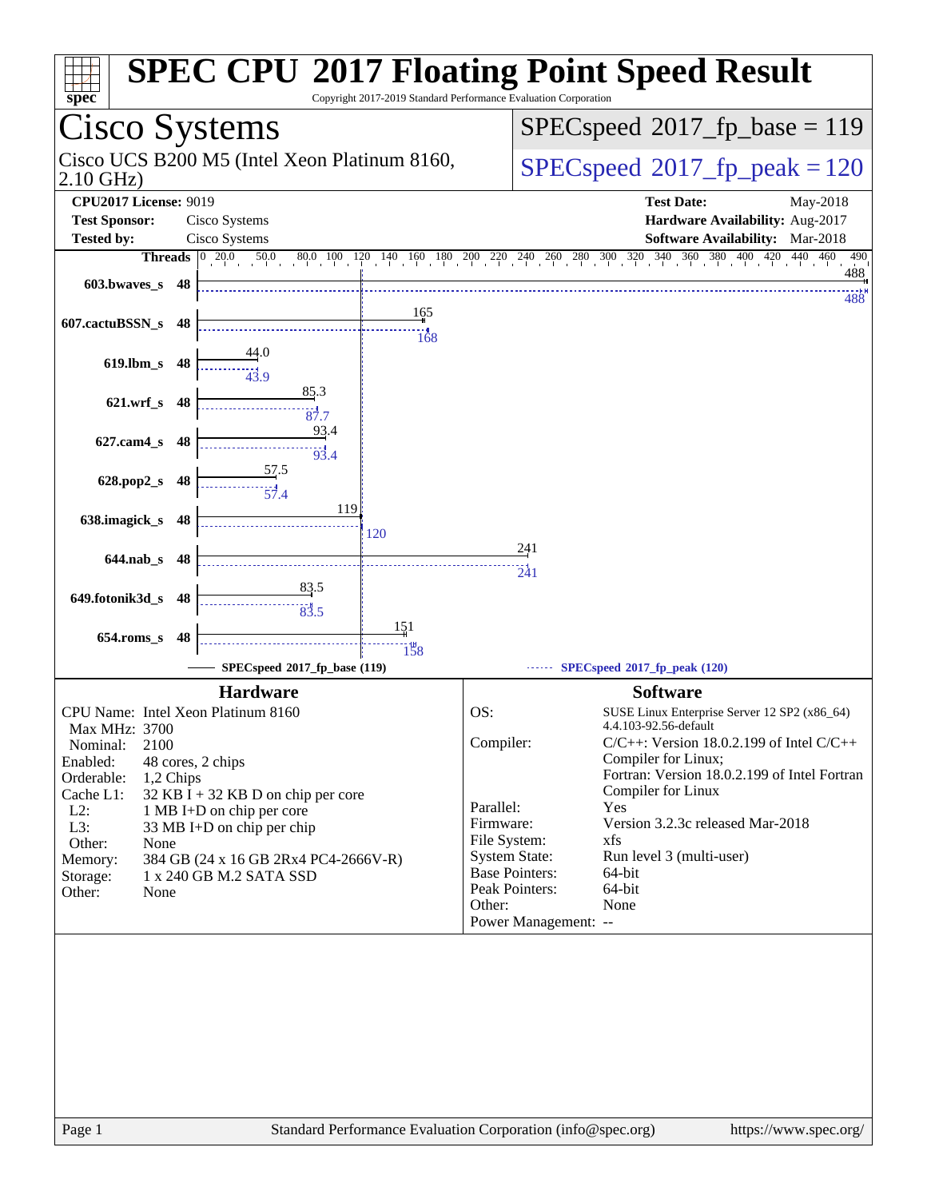# SPEC CPU 2017 Floating Point Speed Result

Copyright 2017-2019 Standard Performance Evaluation Corporation

## Cisco Systems

Cisco UCS B200 M5 (Intel Xeon Platinum 8160, 2.10 GHz)

SPECspeed 2017_fp_base = 119

SPECspeed 2017_fp_peak = 120

**CPU2017 License:** 9019
**Test Sponsor:** Cisco Systems
**Tested by:** Cisco Systems

**Test Date:** May-2018
**Hardware Availability:** Aug-2017
**Software Availability:** Mar-2018

| Benchmark | Threads | Base | Peak |
|---|---|---|---|
| 603.bwaves_s | 48 | 488 | 488 |
| 607.cactuBSSN_s | 48 | 165 | 168 |
| 619.lbm_s | 48 | 44.0 | 43.9 |
| 621.wrf_s | 48 | 85.3 | 87.7 |
| 627.cam4_s | 48 | 93.4 | 93.4 |
| 628.pop2_s | 48 | 57.5 | 57.4 |
| 638.imagick_s | 48 | 119 | 120 |
| 644.nab_s | 48 | 241 | 241 |
| 649.fotonik3d_s | 48 | 83.5 | 83.5 |
| 654.roms_s | 48 | 151 | 158 |

SPECspeed 2017_fp_base (119) — SPECspeed 2017_fp_peak (120)

### Hardware

| | |
|---|---|
| CPU Name: | Intel Xeon Platinum 8160 |
| Max MHz: | 3700 |
| Nominal: | 2100 |
| Enabled: | 48 cores, 2 chips |
| Orderable: | 1,2 Chips |
| Cache L1: | 32 KB I + 32 KB D on chip per core |
| L2: | 1 MB I+D on chip per core |
| L3: | 33 MB I+D on chip per chip |
| Other: | None |
| Memory: | 384 GB (24 x 16 GB 2Rx4 PC4-2666V-R) |
| Storage: | 1 x 240 GB M.2 SATA SSD |
| Other: | None |

### Software

| | |
|---|---|
| OS: | SUSE Linux Enterprise Server 12 SP2 (x86_64) 4.4.103-92.56-default |
| Compiler: | C/C++: Version 18.0.2.199 of Intel C/C++ Compiler for Linux; Fortran: Version 18.0.2.199 of Intel Fortran Compiler for Linux |
| Parallel: | Yes |
| Firmware: | Version 3.2.3c released Mar-2018 |
| File System: | xfs |
| System State: | Run level 3 (multi-user) |
| Base Pointers: | 64-bit |
| Peak Pointers: | 64-bit |
| Other: | None |
| Power Management: | -- |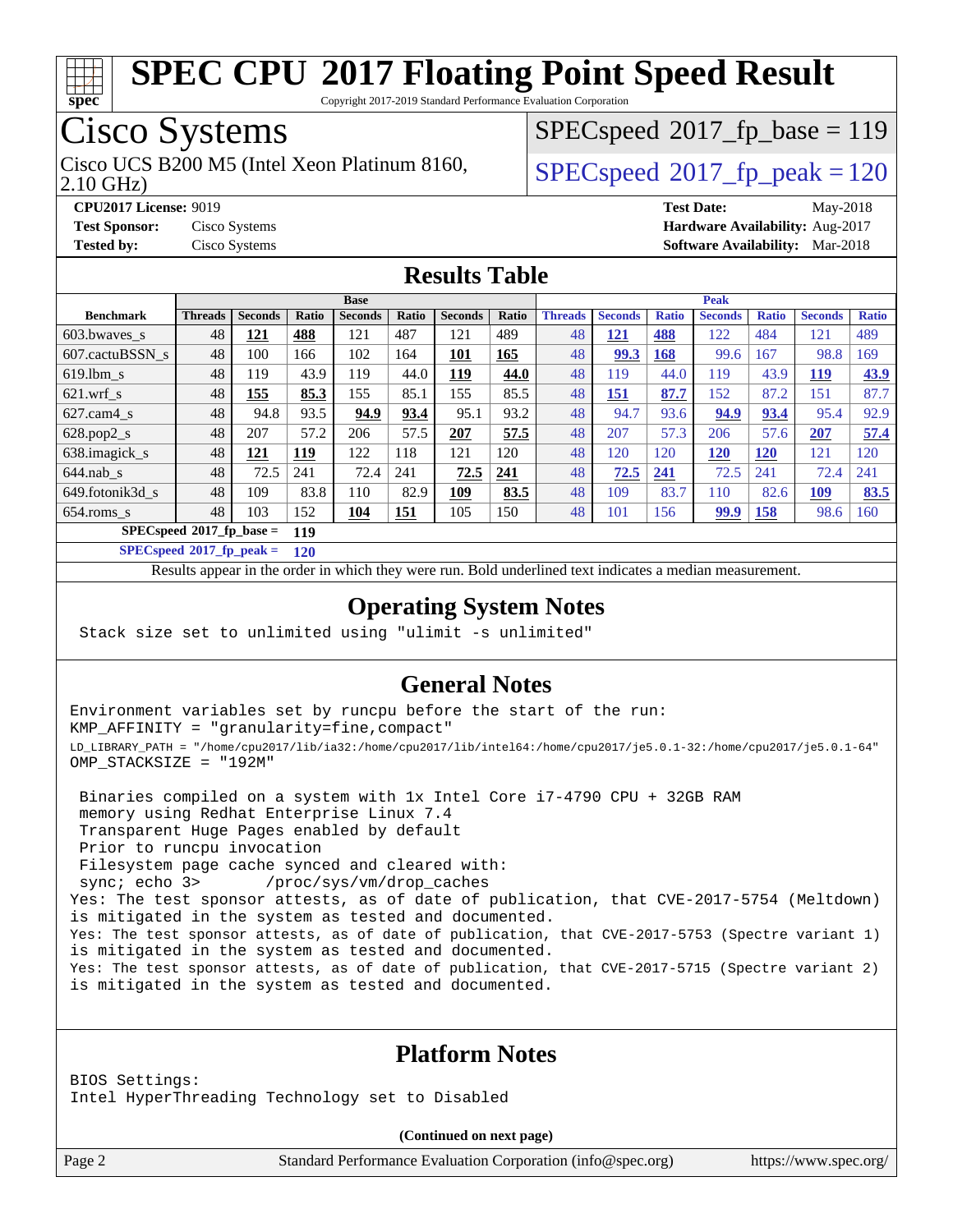# SPEC CPU 2017 Floating Point Speed Result

Copyright 2017-2019 Standard Performance Evaluation Corporation

## Cisco Systems

Cisco UCS B200 M5 (Intel Xeon Platinum 8160, 2.10 GHz)

SPECspeed 2017_fp_base = 119

SPECspeed 2017_fp_peak = 120

**CPU2017 License:** 9019
**Test Sponsor:** Cisco Systems
**Tested by:** Cisco Systems

**Test Date:** May-2018
**Hardware Availability:** Aug-2017
**Software Availability:** Mar-2018

## Results Table

| Benchmark | Base | | | | | | | Peak | | | | | | |
|---|---|---|---|---|---|---|---|---|---|---|---|---|---|---|
| | Threads | Seconds | Ratio | Seconds | Ratio | Seconds | Ratio | Threads | Seconds | Ratio | Seconds | Ratio | Seconds | Ratio |
| 603.bwaves_s | 48 | **121** | **488** | 121 | 487 | 121 | 489 | 48 | **121** | **488** | 122 | 484 | 121 | 489 |
| 607.cactuBSSN_s | 48 | 100 | 166 | 102 | 164 | **101** | **165** | 48 | **99.3** | **168** | 99.6 | 167 | 98.8 | 169 |
| 619.lbm_s | 48 | 119 | 43.9 | 119 | 44.0 | **119** | **44.0** | 48 | 119 | 44.0 | 119 | 43.9 | **119** | **43.9** |
| 621.wrf_s | 48 | **155** | **85.3** | 155 | 85.1 | 155 | 85.5 | 48 | **151** | **87.7** | 152 | 87.2 | 151 | 87.7 |
| 627.cam4_s | 48 | 94.8 | 93.5 | **94.9** | **93.4** | 95.1 | 93.2 | 48 | 94.7 | 93.6 | **94.9** | **93.4** | 95.4 | 92.9 |
| 628.pop2_s | 48 | 207 | 57.2 | 206 | 57.5 | **207** | **57.5** | 48 | 207 | 57.3 | 206 | 57.6 | **207** | **57.4** |
| 638.imagick_s | 48 | **121** | **119** | 122 | 118 | 121 | 120 | 48 | 120 | 120 | **120** | **120** | 121 | 120 |
| 644.nab_s | 48 | 72.5 | 241 | 72.4 | 241 | **72.5** | **241** | 48 | **72.5** | **241** | 72.5 | 241 | 72.4 | 241 |
| 649.fotonik3d_s | 48 | 109 | 83.8 | 110 | 82.9 | **109** | **83.5** | 48 | 109 | 83.7 | 110 | 82.6 | **109** | **83.5** |
| 654.roms_s | 48 | 103 | 152 | **104** | **151** | 105 | 150 | 48 | 101 | 156 | **99.9** | **158** | 98.6 | 160 |

**SPECspeed 2017_fp_base = 119**

**SPECspeed 2017_fp_peak = 120**

Results appear in the order in which they were run. Bold underlined text indicates a median measurement.

## Operating System Notes

```
Stack size set to unlimited using "ulimit -s unlimited"
```

## General Notes

```
Environment variables set by runcpu before the start of the run:
KMP_AFFINITY = "granularity=fine,compact"
LD_LIBRARY_PATH = "/home/cpu2017/lib/ia32:/home/cpu2017/lib/intel64:/home/cpu2017/je5.0.1-32:/home/cpu2017/je5.0.1-64"
OMP_STACKSIZE = "192M"

 Binaries compiled on a system with 1x Intel Core i7-4790 CPU + 32GB RAM
 memory using Redhat Enterprise Linux 7.4
 Transparent Huge Pages enabled by default
 Prior to runcpu invocation
 Filesystem page cache synced and cleared with:
 sync; echo 3>       /proc/sys/vm/drop_caches
Yes: The test sponsor attests, as of date of publication, that CVE-2017-5754 (Meltdown)
is mitigated in the system as tested and documented.
Yes: The test sponsor attests, as of date of publication, that CVE-2017-5753 (Spectre variant 1)
is mitigated in the system as tested and documented.
Yes: The test sponsor attests, as of date of publication, that CVE-2017-5715 (Spectre variant 2)
is mitigated in the system as tested and documented.
```

## Platform Notes

```
BIOS Settings:
Intel HyperThreading Technology set to Disabled
```

(Continued on next page)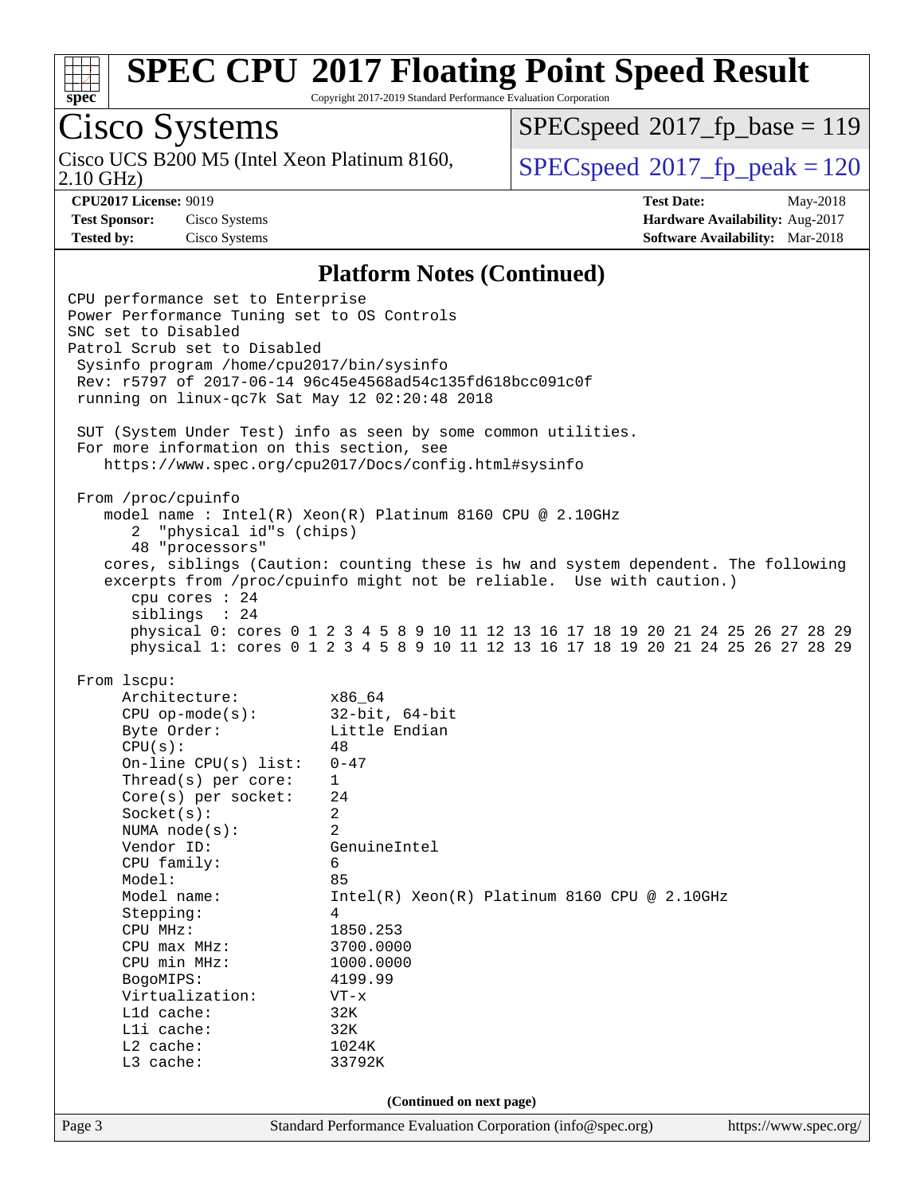# SPEC CPU 2017 Floating Point Speed Result

Copyright 2017-2019 Standard Performance Evaluation Corporation

## Cisco Systems

Cisco UCS B200 M5 (Intel Xeon Platinum 8160, 2.10 GHz)

SPECspeed 2017_fp_base = 119

SPECspeed 2017_fp_peak = 120

**CPU2017 License:** 9019
**Test Sponsor:** Cisco Systems
**Tested by:** Cisco Systems

**Test Date:** May-2018
**Hardware Availability:** Aug-2017
**Software Availability:** Mar-2018

### Platform Notes (Continued)

```
CPU performance set to Enterprise
Power Performance Tuning set to OS Controls
SNC set to Disabled
Patrol Scrub set to Disabled
 Sysinfo program /home/cpu2017/bin/sysinfo
 Rev: r5797 of 2017-06-14 96c45e4568ad54c135fd618bcc091c0f
 running on linux-qc7k Sat May 12 02:20:48 2018

 SUT (System Under Test) info as seen by some common utilities.
 For more information on this section, see
    https://www.spec.org/cpu2017/Docs/config.html#sysinfo

 From /proc/cpuinfo
    model name : Intel(R) Xeon(R) Platinum 8160 CPU @ 2.10GHz
       2  "physical id"s (chips)
       48 "processors"
    cores, siblings (Caution: counting these is hw and system dependent. The following
    excerpts from /proc/cpuinfo might not be reliable.  Use with caution.)
       cpu cores : 24
       siblings  : 24
       physical 0: cores 0 1 2 3 4 5 8 9 10 11 12 13 16 17 18 19 20 21 24 25 26 27 28 29
       physical 1: cores 0 1 2 3 4 5 8 9 10 11 12 13 16 17 18 19 20 21 24 25 26 27 28 29

 From lscpu:
      Architecture:          x86_64
      CPU op-mode(s):        32-bit, 64-bit
      Byte Order:            Little Endian
      CPU(s):                48
      On-line CPU(s) list:   0-47
      Thread(s) per core:    1
      Core(s) per socket:    24
      Socket(s):             2
      NUMA node(s):          2
      Vendor ID:             GenuineIntel
      CPU family:            6
      Model:                 85
      Model name:            Intel(R) Xeon(R) Platinum 8160 CPU @ 2.10GHz
      Stepping:              4
      CPU MHz:               1850.253
      CPU max MHz:           3700.0000
      CPU min MHz:           1000.0000
      BogoMIPS:              4199.99
      Virtualization:        VT-x
      L1d cache:             32K
      L1i cache:             32K
      L2 cache:              1024K
      L3 cache:              33792K
```

(Continued on next page)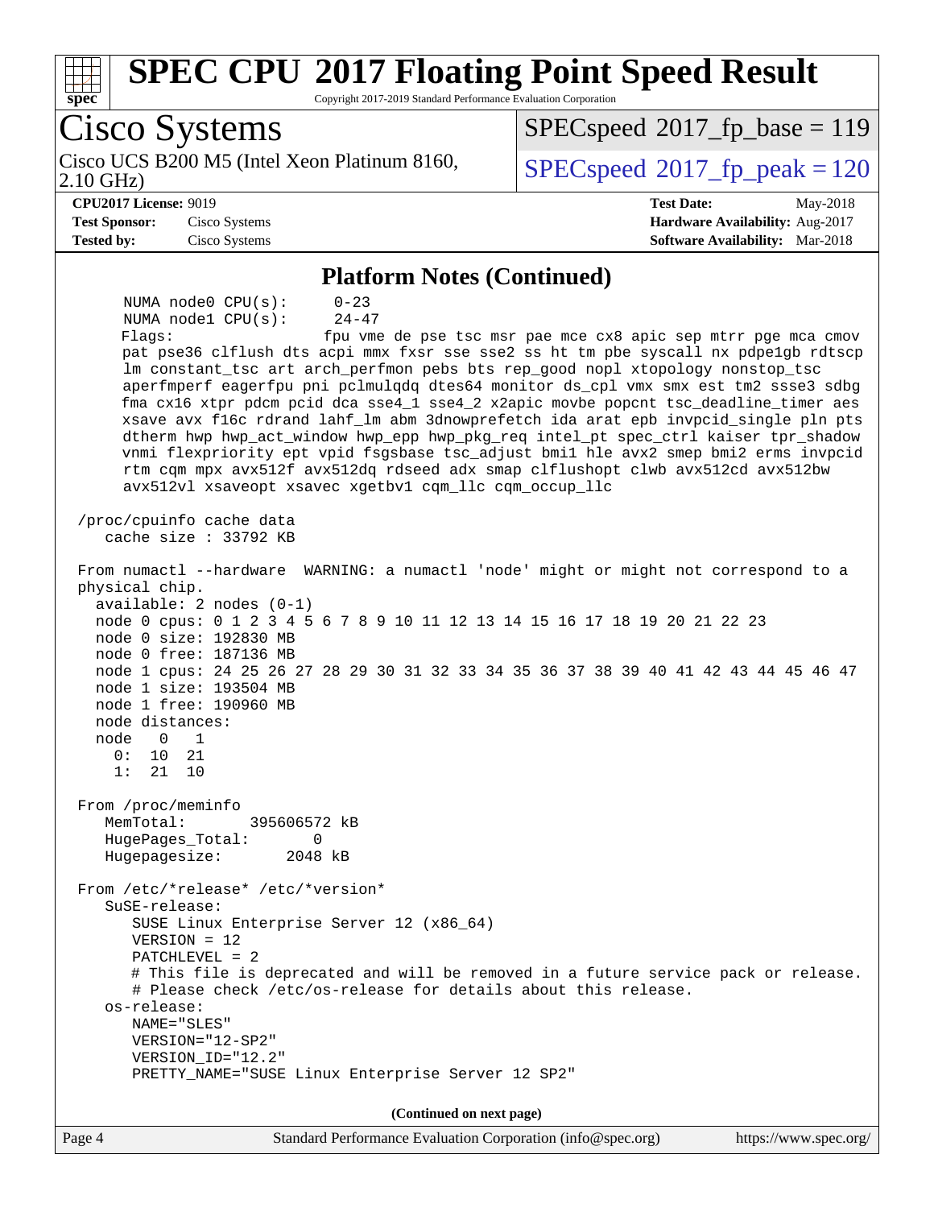## Platform Notes (Continued)

```
      NUMA node0 CPU(s):     0-23
      NUMA node1 CPU(s):     24-47
      Flags:                 fpu vme de pse tsc msr pae mce cx8 apic sep mtrr pge mca cmov
      pat pse36 clflush dts acpi mmx fxsr sse sse2 ss ht tm pbe syscall nx pdpe1gb rdtscp
      lm constant_tsc art arch_perfmon pebs bts rep_good nopl xtopology nonstop_tsc
      aperfmperf eagerfpu pni pclmulqdq dtes64 monitor ds_cpl vmx smx est tm2 ssse3 sdbg
      fma cx16 xtpr pdcm pcid dca sse4_1 sse4_2 x2apic movbe popcnt tsc_deadline_timer aes
      xsave avx f16c rdrand lahf_lm abm 3dnowprefetch ida arat epb invpcid_single pln pts
      dtherm hwp hwp_act_window hwp_epp hwp_pkg_req intel_pt spec_ctrl kaiser tpr_shadow
      vnmi flexpriority ept vpid fsgsbase tsc_adjust bmi1 hle avx2 smep bmi2 erms invpcid
      rtm cqm mpx avx512f avx512dq rdseed adx smap clflushopt clwb avx512cd avx512bw
      avx512vl xsaveopt xsavec xgetbv1 cqm_llc cqm_occup_llc

 /proc/cpuinfo cache data
    cache size : 33792 KB

 From numactl --hardware  WARNING: a numactl 'node' might or might not correspond to a
 physical chip.
   available: 2 nodes (0-1)
   node 0 cpus: 0 1 2 3 4 5 6 7 8 9 10 11 12 13 14 15 16 17 18 19 20 21 22 23
   node 0 size: 192830 MB
   node 0 free: 187136 MB
   node 1 cpus: 24 25 26 27 28 29 30 31 32 33 34 35 36 37 38 39 40 41 42 43 44 45 46 47
   node 1 size: 193504 MB
   node 1 free: 190960 MB
   node distances:
   node   0   1
     0:  10  21
     1:  21  10

 From /proc/meminfo
    MemTotal:       395606572 kB
    HugePages_Total:       0
    Hugepagesize:       2048 kB

 From /etc/*release* /etc/*version*
    SuSE-release:
       SUSE Linux Enterprise Server 12 (x86_64)
       VERSION = 12
       PATCHLEVEL = 2
       # This file is deprecated and will be removed in a future service pack or release.
       # Please check /etc/os-release for details about this release.
    os-release:
       NAME="SLES"
       VERSION="12-SP2"
       VERSION_ID="12.2"
       PRETTY_NAME="SUSE Linux Enterprise Server 12 SP2"
```

(Continued on next page)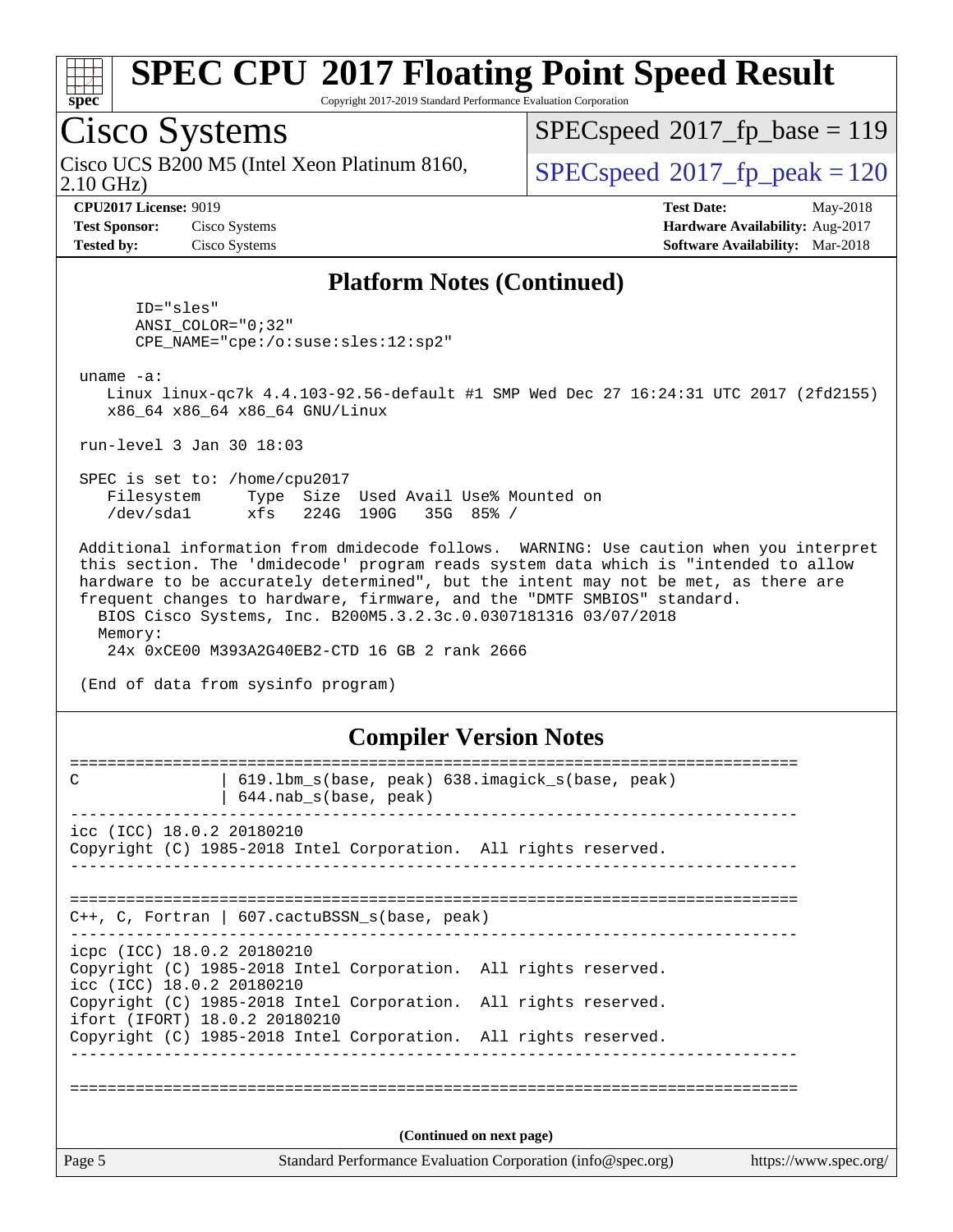## Platform Notes (Continued)

```
      ID="sles"
      ANSI_COLOR="0;32"
      CPE_NAME="cpe:/o:suse:sles:12:sp2"

 uname -a:
    Linux linux-qc7k 4.4.103-92.56-default #1 SMP Wed Dec 27 16:24:31 UTC 2017 (2fd2155)
    x86_64 x86_64 x86_64 GNU/Linux

 run-level 3 Jan 30 18:03

 SPEC is set to: /home/cpu2017
    Filesystem     Type  Size  Used Avail Use% Mounted on
    /dev/sda1      xfs   224G  190G   35G  85% /

 Additional information from dmidecode follows.  WARNING: Use caution when you interpret
 this section. The 'dmidecode' program reads system data which is "intended to allow
 hardware to be accurately determined", but the intent may not be met, as there are
 frequent changes to hardware, firmware, and the "DMTF SMBIOS" standard.
   BIOS Cisco Systems, Inc. B200M5.3.2.3c.0.0307181316 03/07/2018
   Memory:
    24x 0xCE00 M393A2G40EB2-CTD 16 GB 2 rank 2666

 (End of data from sysinfo program)
```

## Compiler Version Notes

```
==============================================================================
C               | 619.lbm_s(base, peak) 638.imagick_s(base, peak)
                | 644.nab_s(base, peak)
------------------------------------------------------------------------------
icc (ICC) 18.0.2 20180210
Copyright (C) 1985-2018 Intel Corporation.  All rights reserved.
------------------------------------------------------------------------------

==============================================================================
C++, C, Fortran | 607.cactuBSSN_s(base, peak)
------------------------------------------------------------------------------
icpc (ICC) 18.0.2 20180210
Copyright (C) 1985-2018 Intel Corporation.  All rights reserved.
icc (ICC) 18.0.2 20180210
Copyright (C) 1985-2018 Intel Corporation.  All rights reserved.
ifort (IFORT) 18.0.2 20180210
Copyright (C) 1985-2018 Intel Corporation.  All rights reserved.
------------------------------------------------------------------------------

==============================================================================
```

(Continued on next page)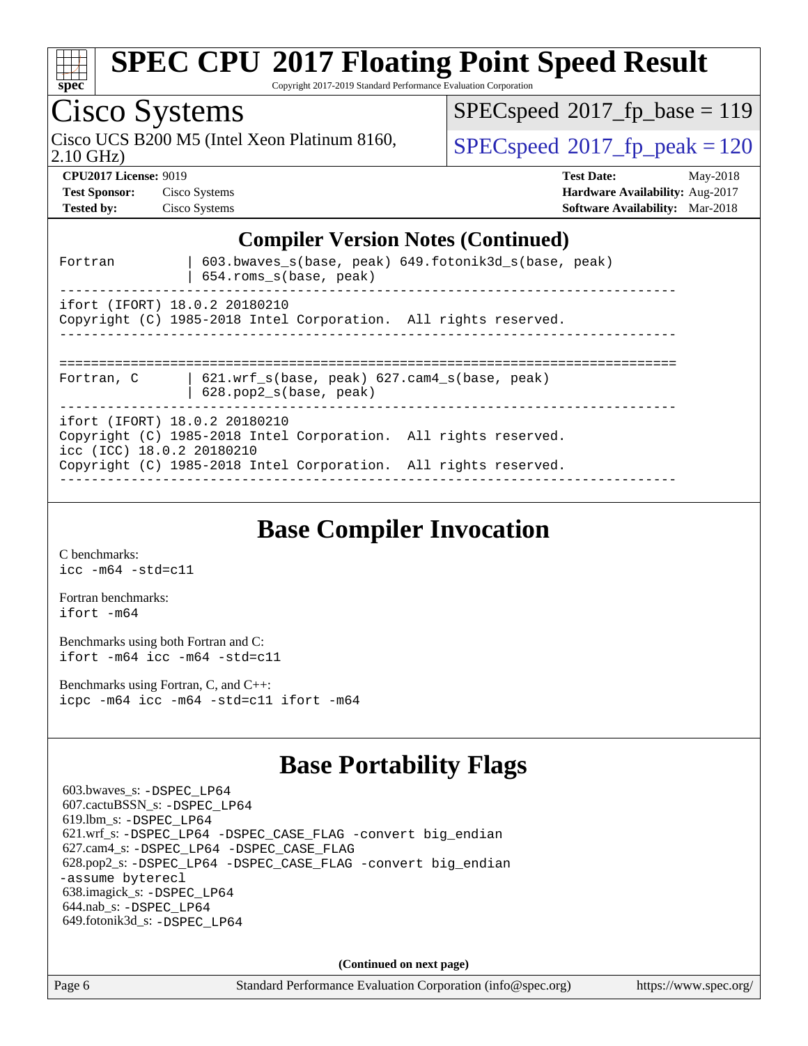## Compiler Version Notes (Continued)

```
Fortran          | 603.bwaves_s(base, peak) 649.fotonik3d_s(base, peak)
                 | 654.roms_s(base, peak)
------------------------------------------------------------------------------
ifort (IFORT) 18.0.2 20180210
Copyright (C) 1985-2018 Intel Corporation.  All rights reserved.
------------------------------------------------------------------------------

==============================================================================
Fortran, C       | 621.wrf_s(base, peak) 627.cam4_s(base, peak)
                 | 628.pop2_s(base, peak)
------------------------------------------------------------------------------
ifort (IFORT) 18.0.2 20180210
Copyright (C) 1985-2018 Intel Corporation.  All rights reserved.
icc (ICC) 18.0.2 20180210
Copyright (C) 1985-2018 Intel Corporation.  All rights reserved.
------------------------------------------------------------------------------
```

## Base Compiler Invocation

C benchmarks:
`icc -m64 -std=c11`

Fortran benchmarks:
`ifort -m64`

Benchmarks using both Fortran and C:
`ifort -m64 icc -m64 -std=c11`

Benchmarks using Fortran, C, and C++:
`icpc -m64 icc -m64 -std=c11 ifort -m64`

## Base Portability Flags

603.bwaves_s: `-DSPEC_LP64`
607.cactuBSSN_s: `-DSPEC_LP64`
619.lbm_s: `-DSPEC_LP64`
621.wrf_s: `-DSPEC_LP64 -DSPEC_CASE_FLAG -convert big_endian`
627.cam4_s: `-DSPEC_LP64 -DSPEC_CASE_FLAG`
628.pop2_s: `-DSPEC_LP64 -DSPEC_CASE_FLAG -convert big_endian -assume byterecl`
638.imagick_s: `-DSPEC_LP64`
644.nab_s: `-DSPEC_LP64`
649.fotonik3d_s: `-DSPEC_LP64`

**(Continued on next page)**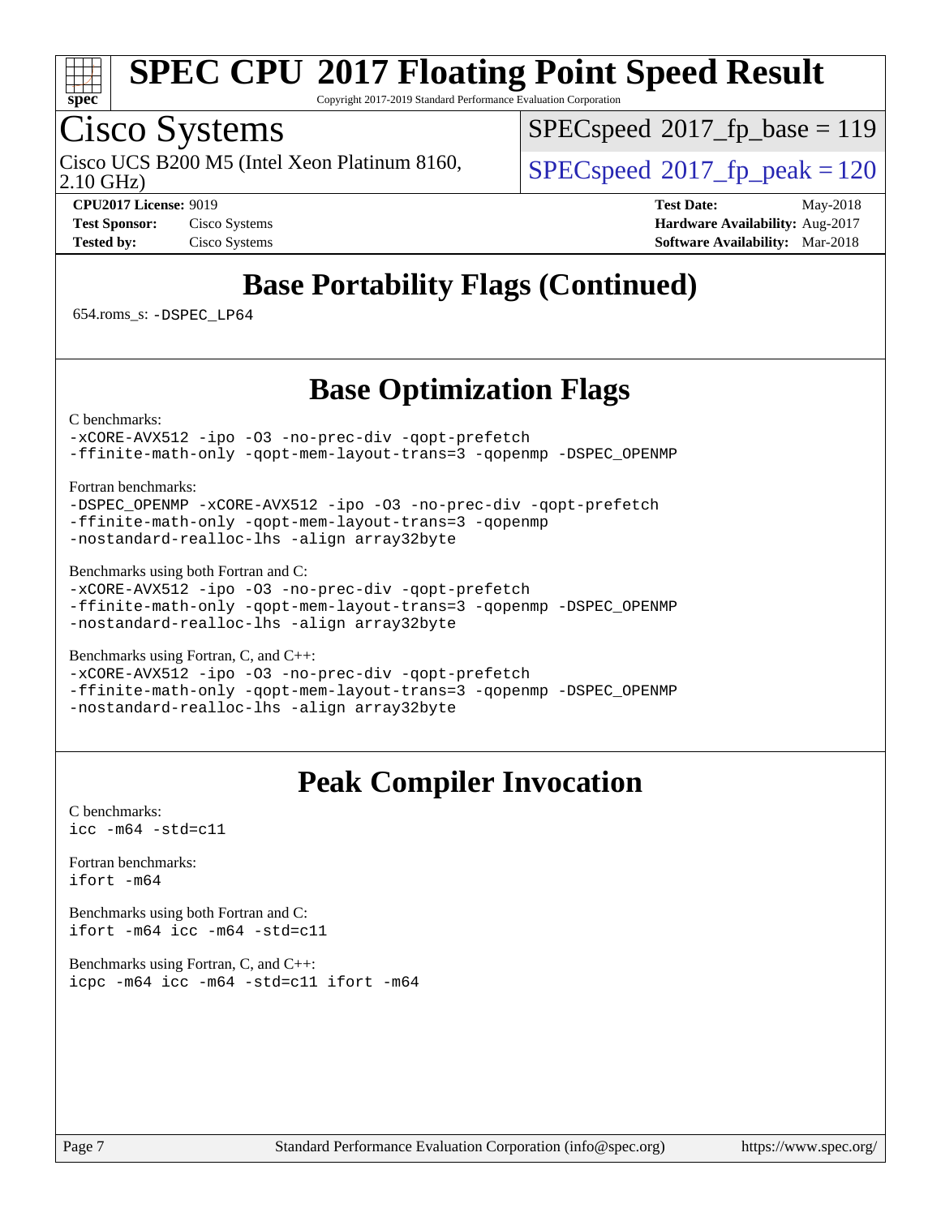# Base Portability Flags (Continued)

654.roms_s: `-DSPEC_LP64`

# Base Optimization Flags

C benchmarks:

```
-xCORE-AVX512 -ipo -O3 -no-prec-div -qopt-prefetch
-ffinite-math-only -qopt-mem-layout-trans=3 -qopenmp -DSPEC_OPENMP
```

Fortran benchmarks:

```
-DSPEC_OPENMP -xCORE-AVX512 -ipo -O3 -no-prec-div -qopt-prefetch
-ffinite-math-only -qopt-mem-layout-trans=3 -qopenmp
-nostandard-realloc-lhs -align array32byte
```

Benchmarks using both Fortran and C:

```
-xCORE-AVX512 -ipo -O3 -no-prec-div -qopt-prefetch
-ffinite-math-only -qopt-mem-layout-trans=3 -qopenmp -DSPEC_OPENMP
-nostandard-realloc-lhs -align array32byte
```

Benchmarks using Fortran, C, and C++:

```
-xCORE-AVX512 -ipo -O3 -no-prec-div -qopt-prefetch
-ffinite-math-only -qopt-mem-layout-trans=3 -qopenmp -DSPEC_OPENMP
-nostandard-realloc-lhs -align array32byte
```

# Peak Compiler Invocation

C benchmarks:

```
icc -m64 -std=c11
```

Fortran benchmarks:

```
ifort -m64
```

Benchmarks using both Fortran and C:

```
ifort -m64 icc -m64 -std=c11
```

Benchmarks using Fortran, C, and C++:

```
icpc -m64 icc -m64 -std=c11 ifort -m64
```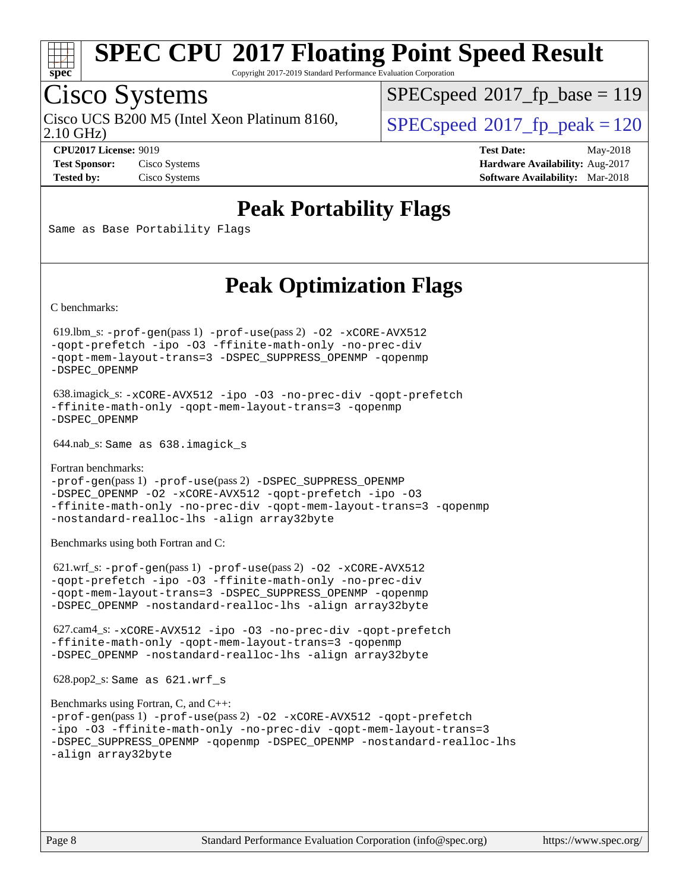# SPEC CPU 2017 Floating Point Speed Result

Copyright 2017-2019 Standard Performance Evaluation Corporation

## Cisco Systems

Cisco UCS B200 M5 (Intel Xeon Platinum 8160, 2.10 GHz)

SPECspeed 2017_fp_base = 119

SPECspeed 2017_fp_peak = 120

| | | | |
|---|---|---|---|
| **CPU2017 License:** | 9019 | **Test Date:** | May-2018 |
| **Test Sponsor:** | Cisco Systems | **Hardware Availability:** | Aug-2017 |
| **Tested by:** | Cisco Systems | **Software Availability:** | Mar-2018 |

## Peak Portability Flags

Same as Base Portability Flags

## Peak Optimization Flags

C benchmarks:

619.lbm_s: -prof-gen(pass 1) -prof-use(pass 2) -O2 -xCORE-AVX512 -qopt-prefetch -ipo -O3 -ffinite-math-only -no-prec-div -qopt-mem-layout-trans=3 -DSPEC_SUPPRESS_OPENMP -qopenmp -DSPEC_OPENMP

638.imagick_s: -xCORE-AVX512 -ipo -O3 -no-prec-div -qopt-prefetch -ffinite-math-only -qopt-mem-layout-trans=3 -qopenmp -DSPEC_OPENMP

644.nab_s: Same as 638.imagick_s

Fortran benchmarks:

-prof-gen(pass 1) -prof-use(pass 2) -DSPEC_SUPPRESS_OPENMP -DSPEC_OPENMP -O2 -xCORE-AVX512 -qopt-prefetch -ipo -O3 -ffinite-math-only -no-prec-div -qopt-mem-layout-trans=3 -qopenmp -nostandard-realloc-lhs -align array32byte

Benchmarks using both Fortran and C:

621.wrf_s: -prof-gen(pass 1) -prof-use(pass 2) -O2 -xCORE-AVX512 -qopt-prefetch -ipo -O3 -ffinite-math-only -no-prec-div -qopt-mem-layout-trans=3 -DSPEC_SUPPRESS_OPENMP -qopenmp -DSPEC_OPENMP -nostandard-realloc-lhs -align array32byte

627.cam4_s: -xCORE-AVX512 -ipo -O3 -no-prec-div -qopt-prefetch -ffinite-math-only -qopt-mem-layout-trans=3 -qopenmp -DSPEC_OPENMP -nostandard-realloc-lhs -align array32byte

628.pop2_s: Same as 621.wrf_s

Benchmarks using Fortran, C, and C++:

-prof-gen(pass 1) -prof-use(pass 2) -O2 -xCORE-AVX512 -qopt-prefetch -ipo -O3 -ffinite-math-only -no-prec-div -qopt-mem-layout-trans=3 -DSPEC_SUPPRESS_OPENMP -qopenmp -DSPEC_OPENMP -nostandard-realloc-lhs -align array32byte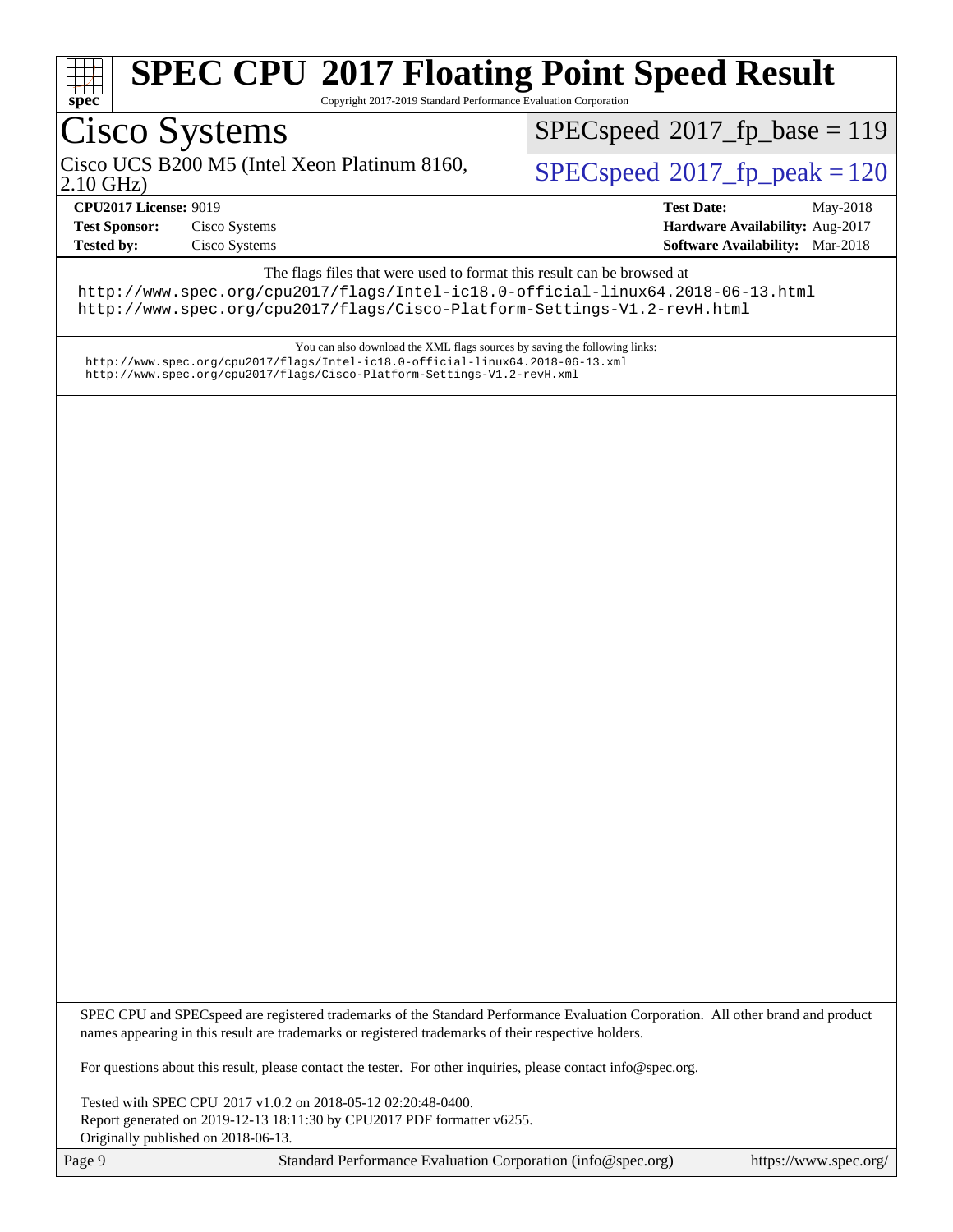The flags files that were used to format this result can be browsed at
http://www.spec.org/cpu2017/flags/Intel-ic18.0-official-linux64.2018-06-13.html
http://www.spec.org/cpu2017/flags/Cisco-Platform-Settings-V1.2-revH.html

You can also download the XML flags sources by saving the following links:
http://www.spec.org/cpu2017/flags/Intel-ic18.0-official-linux64.2018-06-13.xml
http://www.spec.org/cpu2017/flags/Cisco-Platform-Settings-V1.2-revH.xml

SPEC CPU and SPECspeed are registered trademarks of the Standard Performance Evaluation Corporation. All other brand and product names appearing in this result are trademarks or registered trademarks of their respective holders.

For questions about this result, please contact the tester. For other inquiries, please contact info@spec.org.

Tested with SPEC CPU 2017 v1.0.2 on 2018-05-12 02:20:48-0400.
Report generated on 2019-12-13 18:11:30 by CPU2017 PDF formatter v6255.
Originally published on 2018-06-13.